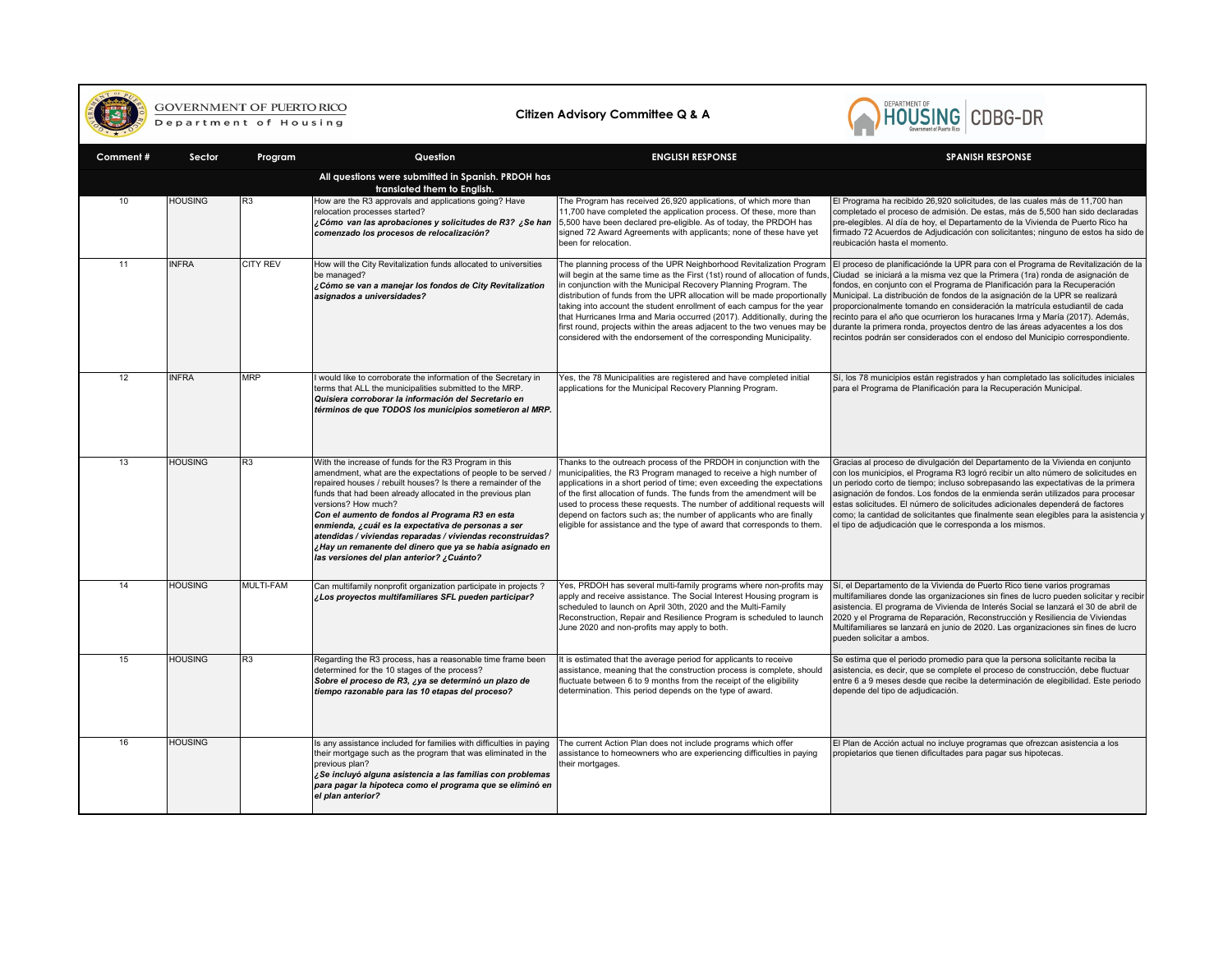GOVERNMENT OF PUERTO RICO
Department of Housing

**Citizen Advisory Committee Q & A**

DEPARTMENT OF HOUSING | CDBG-DR

| Comment # | Sector | Program | Question | ENGLISH RESPONSE | SPANISH RESPONSE |
|---|---|---|---|---|---|
| | | | **All questions were submitted in Spanish. PRDOH has translated them to English.** | | |
| 10 | HOUSING | R3 | How are the R3 approvals and applications going? Have relocation processes started?<br>***¿Cómo van las aprobaciones y solicitudes de R3? ¿Se han comenzado los procesos de relocalización?*** | The Program has received 26,920 applications, of which more than 11,700 have completed the application process. Of these, more than 5,500 have been declared pre-eligible. As of today, the PRDOH has signed 72 Award Agreements with applicants; none of these have yet been for relocation. | El Programa ha recibido 26,920 solicitudes, de las cuales más de 11,700 han completado el proceso de admisión. De estas, más de 5,500 han sido declaradas pre-elegibles. Al día de hoy, el Departamento de la Vivienda de Puerto Rico ha firmado 72 Acuerdos de Adjudicación con solicitantes; ninguno de estos ha sido de reubicación hasta el momento. |
| 11 | INFRA | CITY REV | How will the City Revitalization funds allocated to universities be managed?<br>***¿Cómo se van a manejar los fondos de City Revitalization asignados a universidades?*** | The planning process of the UPR Neighborhood Revitalization Program will begin at the same time as the First (1st) round of allocation of funds, in conjunction with the Municipal Recovery Planning Program. The distribution of funds from the UPR allocation will be made proportionally taking into account the student enrollment of each campus for the year that Hurricanes Irma and Maria occurred (2017). Additionally, during the first round, projects within the areas adjacent to the two venues may be considered with the endorsement of the corresponding Municipality. | El proceso de planificaciónde la UPR para con el Programa de Revitalización de la Ciudad se iniciará a la misma vez que la Primera (1ra) ronda de asignación de fondos, en conjunto con el Programa de Planificación para la Recuperación Municipal. La distribución de fondos de la asignación de la UPR se realizará proporcionalmente tomando en consideración la matrícula estudiantil de cada recinto para el año que ocurrieron los huracanes Irma y María (2017). Además, durante la primera ronda, proyectos dentro de las áreas adyacentes a los dos recintos podrán ser considerados con el endoso del Municipio correspondiente. |
| 12 | INFRA | MRP | I would like to corroborate the information of the Secretary in terms that ALL the municipalities submitted to the MRP.<br>***Quisiera corroborar la información del Secretario en términos de que TODOS los municipios sometieron al MRP.*** | Yes, the 78 Municipalities are registered and have completed initial applications for the Municipal Recovery Planning Program. | Sí, los 78 municipios están registrados y han completado las solicitudes iniciales para el Programa de Planificación para la Recuperación Municipal. |
| 13 | HOUSING | R3 | With the increase of funds for the R3 Program in this amendment, what are the expectations of people to be served / repaired houses / rebuilt houses? Is there a remainder of the funds that had been already allocated in the previous plan versions? How much?<br>***Con el aumento de fondos al Programa R3 en esta enmienda, ¿cuál es la expectativa de personas a ser atendidas / viviendas reparadas / viviendas reconstruidas? ¿Hay un remanente del dinero que ya se había asignado en las versiones del plan anterior? ¿Cuánto?*** | Thanks to the outreach process of the PRDOH in conjunction with the municipalities, the R3 Program managed to receive a high number of applications in a short period of time; even exceeding the expectations of the first allocation of funds. The funds from the amendment will be used to process these requests. The number of additional requests will depend on factors such as; the number of applicants who are finally eligible for assistance and the type of award that corresponds to them. | Gracias al proceso de divulgación del Departamento de la Vivienda en conjunto con los municipios, el Programa R3 logró recibir un alto número de solicitudes en un periodo corto de tiempo; incluso sobrepasando las expectativas de la primera asignación de fondos. Los fondos de la enmienda serán utilizados para procesar estas solicitudes. El número de solicitudes adicionales dependerá de factores como; la cantidad de solicitantes que finalmente sean elegibles para la asistencia y el tipo de adjudicación que le corresponda a los mismos. |
| 14 | HOUSING | MULTI-FAM | Can multifamily nonprofit organization participate in projects ?<br>***¿Los proyectos multifamiliares SFL pueden participar?*** | Yes, PRDOH has several multi-family programs where non-profits may apply and receive assistance. The Social Interest Housing program is scheduled to launch on April 30th, 2020 and the Multi-Family Reconstruction, Repair and Resilience Program is scheduled to launch June 2020 and non-profits may apply to both. | Sí, el Departamento de la Vivienda de Puerto Rico tiene varios programas multifamiliares donde las organizaciones sin fines de lucro pueden solicitar y recibir asistencia. El programa de Vivienda de Interés Social se lanzará el 30 de abril de 2020 y el Programa de Reparación, Reconstrucción y Resiliencia de Viviendas Multifamiliares se lanzará en junio de 2020. Las organizaciones sin fines de lucro pueden solicitar a ambos. |
| 15 | HOUSING | R3 | Regarding the R3 process, has a reasonable time frame been determined for the 10 stages of the process?<br>***Sobre el proceso de R3, ¿ya se determinó un plazo de tiempo razonable para las 10 etapas del proceso?*** | It is estimated that the average period for applicants to receive assistance, meaning that the construction process is complete, should fluctuate between 6 to 9 months from the receipt of the eligibility determination. This period depends on the type of award. | Se estima que el periodo promedio para que la persona solicitante reciba la asistencia, es decir, que se complete el proceso de construcción, debe fluctuar entre 6 a 9 meses desde que recibe la determinación de elegibilidad. Este periodo depende del tipo de adjudicación. |
| 16 | HOUSING | | Is any assistance included for families with difficulties in paying their mortgage such as the program that was eliminated in the previous plan?<br>***¿Se incluyó alguna asistencia a las familias con problemas para pagar la hipoteca como el programa que se eliminó en el plan anterior?*** | The current Action Plan does not include programs which offer assistance to homeowners who are experiencing difficulties in paying their mortgages. | El Plan de Acción actual no incluye programas que ofrezcan asistencia a los propietarios que tienen dificultades para pagar sus hipotecas. |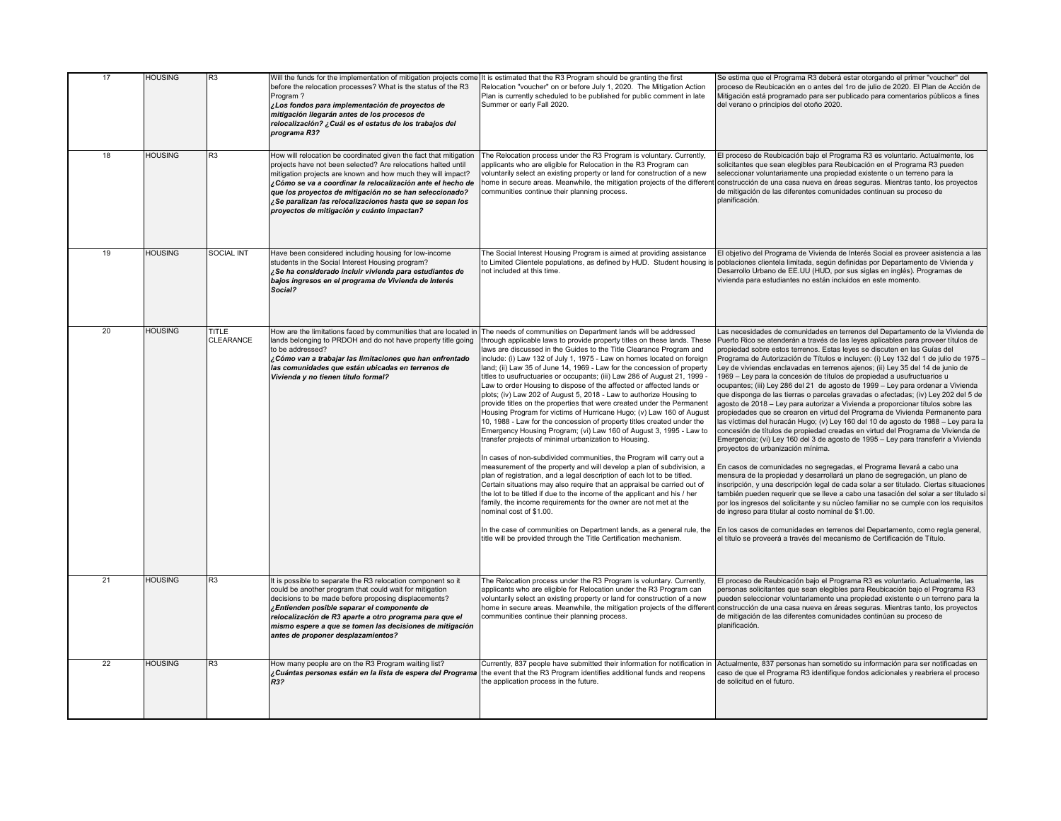| 17 | HOUSING | R3 | Will the funds for the implementation of mitigation projects come before the relocation processes? What is the status of the R3 Program ?<br>***¿Los fondos para implementación de proyectos de mitigación llegarán antes de los procesos de relocalización? ¿Cuál es el estatus de los trabajos del programa R3?*** | It is estimated that the R3 Program should be granting the first Relocation "voucher" on or before July 1, 2020. The Mitigation Action Plan is currently scheduled to be published for public comment in late Summer or early Fall 2020. | Se estima que el Programa R3 deberá estar otorgando el primer "voucher" del proceso de Reubicación en o antes del 1ro de julio de 2020. El Plan de Acción de Mitigación está programado para ser publicado para comentarios públicos a fines del verano o principios del otoño 2020. |
|---|---|---|---|---|---|
| 18 | HOUSING | R3 | How will relocation be coordinated given the fact that mitigation projects have not been selected? Are relocations halted until mitigation projects are known and how much they will impact?<br>***¿Cómo se va a coordinar la relocalización ante el hecho de que los proyectos de mitigación no se han seleccionado? ¿Se paralizan las relocalizaciones hasta que se sepan los proyectos de mitigación y cuánto impactan?*** | The Relocation process under the R3 Program is voluntary. Currently, applicants who are eligible for Relocation in the R3 Program can voluntarily select an existing property or land for construction of a new home in secure areas. Meanwhile, the mitigation projects of the different communities continue their planning process. | El proceso de Reubicación bajo el Programa R3 es voluntario. Actualmente, los solicitantes que sean elegibles para Reubicación en el Programa R3 pueden seleccionar voluntariamente una propiedad existente o un terreno para la construcción de una casa nueva en áreas seguras. Mientras tanto, los proyectos de mitigación de las diferentes comunidades continuan su proceso de planificación. |
| 19 | HOUSING | SOCIAL INT | Have been considered including housing for low-income students in the Social Interest Housing program?<br>***¿Se ha considerado incluir vivienda para estudiantes de bajos ingresos en el programa de Vivienda de Interés Social?*** | The Social Interest Housing Program is aimed at providing assistance to Limited Clientele populations, as defined by HUD. Student housing is not included at this time. | El objetivo del Programa de Vivienda de Interés Social es proveer asistencia a las poblaciones clientela limitada, según definidas por Departamento de Vivienda y Desarrollo Urbano de EE.UU (HUD, por sus siglas en inglés). Programas de vivienda para estudiantes no están incluidos en este momento. |
| 20 | HOUSING | TITLE CLEARANCE | How are the limitations faced by communities that are located in lands belonging to PRDOH and do not have property title going to be addressed?<br>***¿Cómo van a trabajar las limitaciones que han enfrentado las comunidades que están ubicadas en terrenos de Vivienda y no tienen título formal?*** | The needs of communities on Department lands will be addressed through applicable laws to provide property titles on these lands. These laws are discussed in the Guides to the Title Clearance Program and include: (i) Law 132 of July 1, 1975 - Law on homes located on foreign land; (ii) Law 35 of June 14, 1969 - Law for the concession of property titles to usufructuaries or occupants; (iii) Law 286 of August 21, 1999 - Law to order Housing to dispose of the affected or affected lands or plots; (iv) Law 202 of August 5, 2018 - Law to authorize Housing to provide titles on the properties that were created under the Permanent Housing Program for victims of Hurricane Hugo; (v) Law 160 of August 10, 1988 - Law for the concession of property titles created under the Emergency Housing Program; (vi) Law 160 of August 3, 1995 - Law to transfer projects of minimal urbanization to Housing.<br><br>In cases of non-subdivided communities, the Program will carry out a measurement of the property and will develop a plan of subdivision, a plan of registration, and a legal description of each lot to be titled. Certain situations may also require that an appraisal be carried out of the lot to be titled if due to the income of the applicant and his / her family, the income requirements for the owner are not met at the nominal cost of $1.00.<br><br>In the case of communities on Department lands, as a general rule, the title will be provided through the Title Certification mechanism. | Las necesidades de comunidades en terrenos del Departamento de la Vivienda de Puerto Rico se atenderán a través de las leyes aplicables para proveer títulos de propiedad sobre estos terrenos. Estas leyes se discuten en las Guías del Programa de Autorización de Títulos e incluyen: (i) Ley 132 del 1 de julio de 1975 – Ley de viviendas enclavadas en terrenos ajenos; (ii) Ley 35 del 14 de junio de 1969 – Ley para la concesión de títulos de propiedad a usufructuarios u ocupantes; (iii) Ley 286 del 21 de agosto de 1999 – Ley para ordenar a Vivienda que disponga de las tierras o parcelas gravadas o afectadas; (iv) Ley 202 del 5 de agosto de 2018 – Ley para autorizar a Vivienda a proporcionar títulos sobre las propiedades que se crearon en virtud del Programa de Vivienda Permanente para las víctimas del huracán Hugo; (v) Ley 160 del 10 de agosto de 1988 – Ley para la concesión de títulos de propiedad creadas en virtud del Programa de Vivienda de Emergencia; (vi) Ley 160 del 3 de agosto de 1995 – Ley para transferir a Vivienda proyectos de urbanización mínima.<br><br>En casos de comunidades no segregadas, el Programa llevará a cabo una mensura de la propiedad y desarrollará un plano de segregación, un plano de inscripción, y una descripción legal de cada solar a ser titulado. Ciertas situaciones también pueden requerir que se lleve a cabo una tasación del solar a ser titulado si por los ingresos del solicitante y su núcleo familiar no se cumple con los requisitos de ingreso para titular al costo nominal de $1.00.<br><br>En los casos de comunidades en terrenos del Departamento, como regla general, el título se proveerá a través del mecanismo de Certificación de Título. |
| 21 | HOUSING | R3 | It is possible to separate the R3 relocation component so it could be another program that could wait for mitigation decisions to be made before proposing displacements?<br>***¿Entienden posible separar el componente de relocalización de R3 aparte a otro programa para que el mismo espere a que se tomen las decisiones de mitigación antes de proponer desplazamientos?*** | The Relocation process under the R3 Program is voluntary. Currently, applicants who are eligible for Relocation under the R3 Program can voluntarily select an existing property or land for construction of a new home in secure areas. Meanwhile, the mitigation projects of the different communities continue their planning process. | El proceso de Reubicación bajo el Programa R3 es voluntario. Actualmente, las personas solicitantes que sean elegibles para Reubicación bajo el Programa R3 pueden seleccionar voluntariamente una propiedad existente o un terreno para la construcción de una casa nueva en áreas seguras. Mientras tanto, los proyectos de mitigación de las diferentes comunidades continúan su proceso de planificación. |
| 22 | HOUSING | R3 | How many people are on the R3 Program waiting list?<br>***¿Cuántas personas están en la lista de espera del Programa R3?*** | Currently, 837 people have submitted their information for notification in the event that the R3 Program identifies additional funds and reopens the application process in the future. | Actualmente, 837 personas han sometido su información para ser notificadas en caso de que el Programa R3 identifique fondos adicionales y reabriera el proceso de solicitud en el futuro. |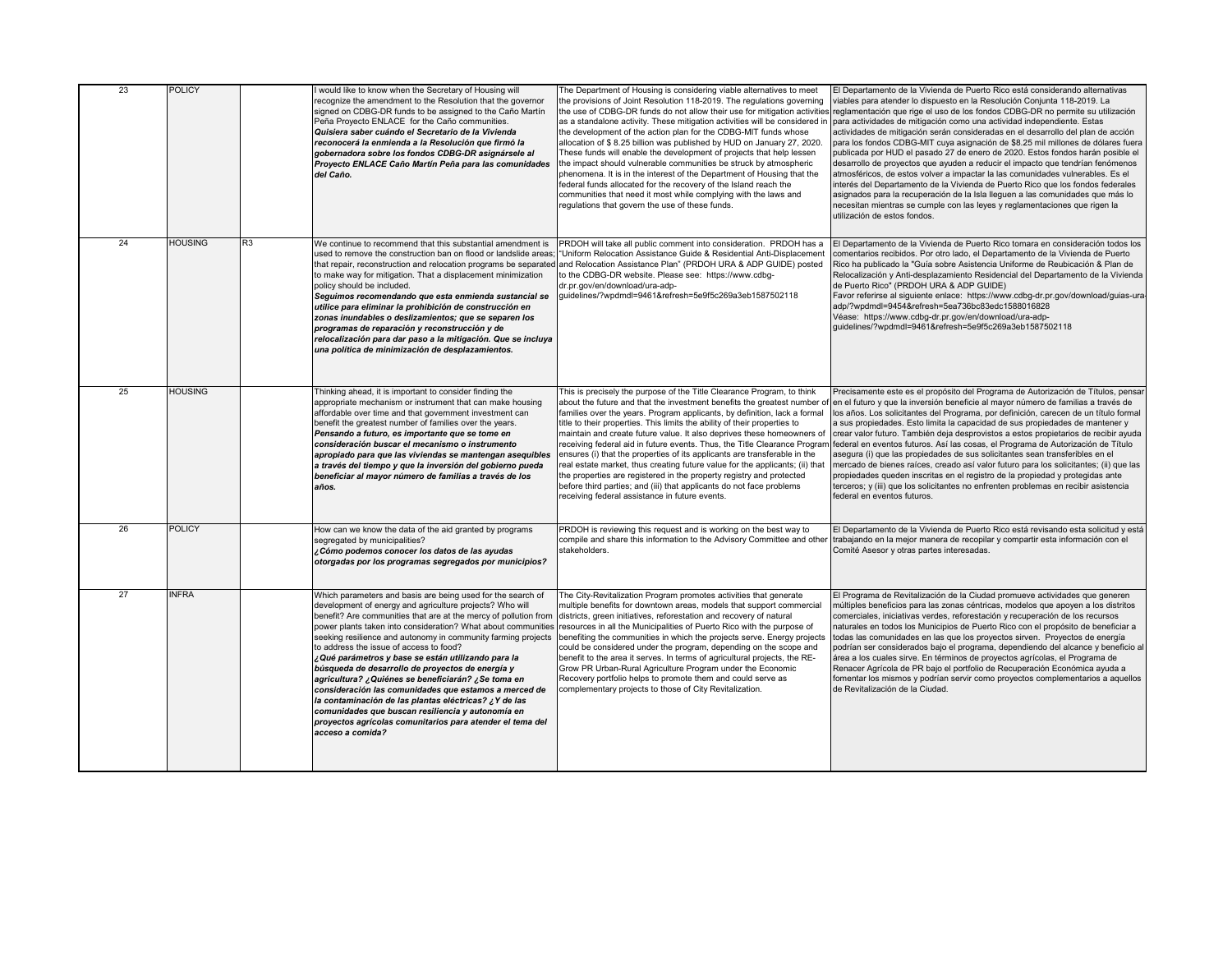| 23 | POLICY | | I would like to know when the Secretary of Housing will recognize the amendment to the Resolution that the governor signed on CDBG-DR funds to be assigned to the Caño Martín Peña Proyecto ENLACE for the Caño communities.<br>***Quisiera saber cuándo el Secretario de la Vivienda reconocerá la enmienda a la Resolución que firmó la gobernadora sobre los fondos CDBG-DR asignársele al Proyecto ENLACE Caño Martín Peña para las comunidades del Caño.*** | The Department of Housing is considering viable alternatives to meet the provisions of Joint Resolution 118-2019. The regulations governing the use of CDBG-DR funds do not allow their use for mitigation activities as a standalone activity. These mitigation activities will be considered in the development of the action plan for the CDBG-MIT funds whose allocation of $ 8.25 billion was published by HUD on January 27, 2020. These funds will enable the development of projects that help lessen the impact should vulnerable communities be struck by atmospheric phenomena. It is in the interest of the Department of Housing that the federal funds allocated for the recovery of the Island reach the communities that need it most while complying with the laws and regulations that govern the use of these funds. | El Departamento de la Vivienda de Puerto Rico está considerando alternativas viables para atender lo dispuesto en la Resolución Conjunta 118-2019. La reglamentación que rige el uso de los fondos CDBG-DR no permite su utilización para actividades de mitigación como una actividad independiente. Estas actividades de mitigación serán consideradas en el desarrollo del plan de acción para los fondos CDBG-MIT cuya asignación de $8.25 mil millones de dólares fuera publicada por HUD el pasado 27 de enero de 2020. Estos fondos harán posible el desarrollo de proyectos que ayuden a reducir el impacto que tendrían fenómenos atmosféricos, de estos volver a impactar la las comunidades vulnerables. Es el interés del Departamento de la Vivienda de Puerto Rico que los fondos federales asignados para la recuperación de la Isla lleguen a las comunidades que más lo necesitan mientras se cumple con las leyes y reglamentaciones que rigen la utilización de estos fondos. |
|---|---|---|---|---|---|
| 24 | HOUSING | R3 | We continue to recommend that this substantial amendment is used to remove the construction ban on flood or landslide areas; that repair, reconstruction and relocation programs be separated to make way for mitigation. That a displacement minimization policy should be included.<br>***Seguimos recomendando que esta enmienda sustancial se utilice para eliminar la prohibición de construcción en zonas inundables o deslizamientos; que se separen los programas de reparación y reconstrucción y de relocalización para dar paso a la mitigación. Que se incluya una política de minimización de desplazamientos.*** | PRDOH will take all public comment into consideration. PRDOH has a "Uniform Relocation Assistance Guide & Residential Anti-Displacement and Relocation Assistance Plan" (PRDOH URA & ADP GUIDE) posted to the CDBG-DR website. Please see: https://www.cdbg-dr.pr.gov/en/download/ura-adp-guidelines/?wpdmdl=9461&refresh=5e9f5c269a3eb1587502118 | El Departamento de la Vivienda de Puerto Rico tomara en consideración todos los comentarios recibidos. Por otro lado, el Departamento de la Vivienda de Puerto Rico ha publicado la "Guía sobre Asistencia Uniforme de Reubicación & Plan de Relocalización y Anti-desplazamiento Residencial del Departamento de la Vivienda de Puerto Rico" (PRDOH URA & ADP GUIDE)<br>Favor referirse al siguiente enlace: https://www.cdbg-dr.pr.gov/download/guias-ura-adp/?wpdmdl=9454&refresh=5ea736bc83edc1588016828<br>Véase: https://www.cdbg-dr.pr.gov/en/download/ura-adp-guidelines/?wpdmdl=9461&refresh=5e9f5c269a3eb1587502118 |
| 25 | HOUSING | | Thinking ahead, it is important to consider finding the appropriate mechanism or instrument that can make housing affordable over time and that government investment can benefit the greatest number of families over the years.<br>***Pensando a futuro, es importante que se tome en consideración buscar el mecanismo o instrumento apropiado para que las viviendas se mantengan asequibles a través del tiempo y que la inversión del gobierno pueda beneficiar al mayor número de familias a través de los años.*** | This is precisely the purpose of the Title Clearance Program, to think about the future and that the investment benefits the greatest number of families over the years. Program applicants, by definition, lack a formal title to their properties. This limits the ability of their properties to maintain and create future value. It also deprives these homeowners of receiving federal aid in future events. Thus, the Title Clearance Program ensures (i) that the properties of its applicants are transferable in the real estate market, thus creating future value for the applicants; (ii) that the properties are registered in the property registry and protected before third parties; and (iii) that applicants do not face problems receiving federal assistance in future events. | Precisamente este es el propósito del Programa de Autorización de Títulos, pensar en el futuro y que la inversión beneficie al mayor número de familias a través de los años. Los solicitantes del Programa, por definición, carecen de un título formal a sus propiedades. Esto limita la capacidad de sus propiedades de mantener y crear valor futuro. También deja desprovistos a estos propietarios de recibir ayuda federal en eventos futuros. Así las cosas, el Programa de Autorización de Título asegura (i) que las propiedades de sus solicitantes sean transferibles en el mercado de bienes raíces, creado así valor futuro para los solicitantes; (ii) que las propiedades queden inscritas en el registro de la propiedad y protegidas ante terceros; y (iii) que los solicitantes no enfrenten problemas en recibir asistencia federal en eventos futuros. |
| 26 | POLICY | | How can we know the data of the aid granted by programs segregated by municipalities?<br>***¿Cómo podemos conocer los datos de las ayudas otorgadas por los programas segregados por municipios?*** | PRDOH is reviewing this request and is working on the best way to compile and share this information to the Advisory Committee and other stakeholders. | El Departamento de la Vivienda de Puerto Rico está revisando esta solicitud y está trabajando en la mejor manera de recopilar y compartir esta información con el Comité Asesor y otras partes interesadas. |
| 27 | INFRA | | Which parameters and basis are being used for the search of development of energy and agriculture projects? Who will benefit? Are communities that are at the mercy of pollution from power plants taken into consideration? What about communities seeking resilience and autonomy in community farming projects to address the issue of access to food?<br>***¿Qué parámetros y base se están utilizando para la búsqueda de desarrollo de proyectos de energía y agricultura? ¿Quiénes se beneficiarán? ¿Se toma en consideración las comunidades que estamos a merced de la contaminación de las plantas eléctricas? ¿Y de las comunidades que buscan resiliencia y autonomía en proyectos agrícolas comunitarios para atender el tema del acceso a comida?*** | The City-Revitalization Program promotes activities that generate multiple benefits for downtown areas, models that support commercial districts, green initiatives, reforestation and recovery of natural resources in all the Municipalities of Puerto Rico with the purpose of benefiting the communities in which the projects serve. Energy projects could be considered under the program, depending on the scope and benefit to the area it serves. In terms of agricultural projects, the RE-Grow PR Urban-Rural Agriculture Program under the Economic Recovery portfolio helps to promote them and could serve as complementary projects to those of City Revitalization. | El Programa de Revitalización de la Ciudad promueve actividades que generen múltiples beneficios para las zonas céntricas, modelos que apoyen a los distritos comerciales, iniciativas verdes, reforestación y recuperación de los recursos naturales en todos los Municipios de Puerto Rico con el propósito de beneficiar a todas las comunidades en las que los proyectos sirven. Proyectos de energía podrían ser considerados bajo el programa, dependiendo del alcance y beneficio al área a los cuales sirve. En términos de proyectos agrícolas, el Programa de Renacer Agrícola de PR bajo el portfolio de Recuperación Económica ayuda a fomentar los mismos y podrían servir como proyectos complementarios a aquellos de Revitalización de la Ciudad. |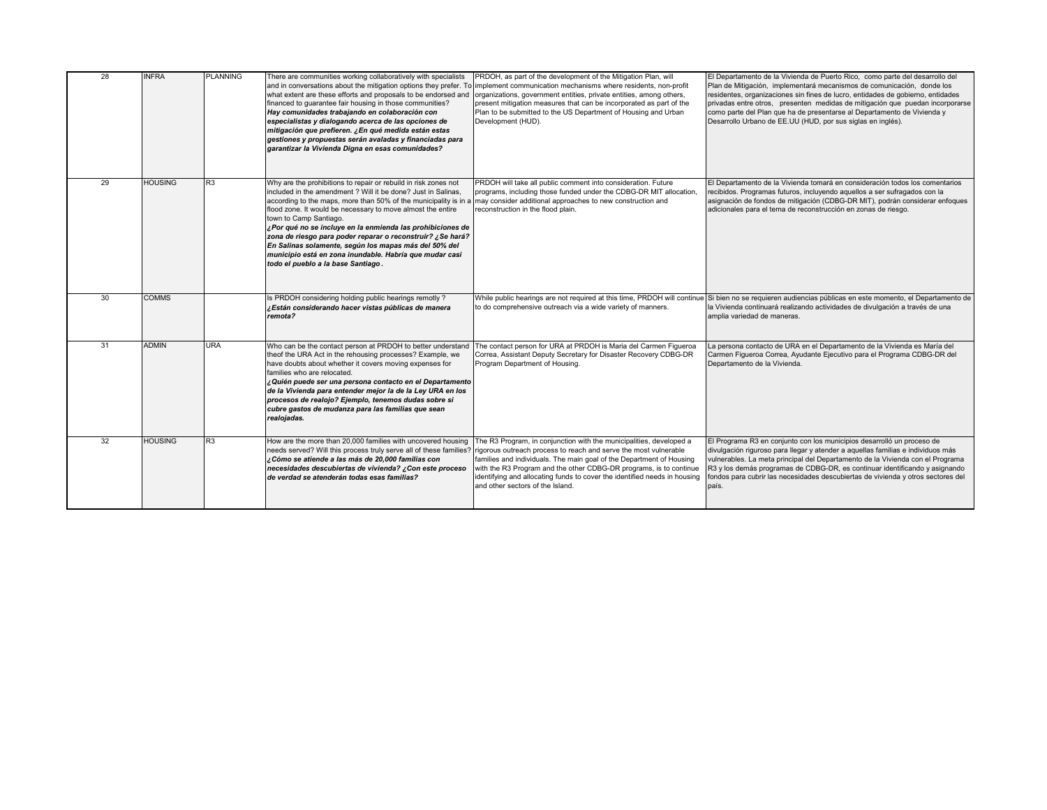| 28 | INFRA | PLANNING | There are communities working collaboratively with specialists and in conversations about the mitigation options they prefer. To what extent are these efforts and proposals to be endorsed and financed to guarantee fair housing in those communities? ***Hay comunidades trabajando en colaboración con especialistas y dialogando acerca de las opciones de mitigación que prefieren. ¿En qué medida están estas gestiones y propuestas serán avaladas y financiadas para garantizar la Vivienda Digna en esas comunidades?*** | PRDOH, as part of the development of the Mitigation Plan, will implement communication mechanisms where residents, non-profit organizations, government entities, private entities, among others, present mitigation measures that can be incorporated as part of the Plan to be submitted to the US Department of Housing and Urban Development (HUD). | El Departamento de la Vivienda de Puerto Rico, como parte del desarrollo del Plan de Mitigación, implementará mecanismos de comunicación, donde los residentes, organizaciones sin fines de lucro, entidades de gobierno, entidades privadas entre otros, presenten medidas de mitigación que puedan incorporarse como parte del Plan que ha de presentarse al Departamento de Vivienda y Desarrollo Urbano de EE.UU (HUD, por sus siglas en inglés). |
|---|---|---|---|---|---|
| 29 | HOUSING | R3 | Why are the prohibitions to repair or rebuild in risk zones not included in the amendment ? Will it be done? Just in Salinas, according to the maps, more than 50% of the municipality is in a flood zone. It would be necessary to move almost the entire town to Camp Santiago. ***¿Por qué no se incluye en la enmienda las prohibiciones de zona de riesgo para poder reparar o reconstruir? ¿Se hará? En Salinas solamente, según los mapas más del 50% del municipio está en zona inundable. Habría que mudar casi todo el pueblo a la base Santiago.*** | PRDOH will take all public comment into consideration. Future programs, including those funded under the CDBG-DR MIT allocation, may consider additional approaches to new construction and reconstruction in the flood plain. | El Departamento de la Vivienda tomará en consideración todos los comentarios recibidos. Programas futuros, incluyendo aquellos a ser sufragados con la asignación de fondos de mitigación (CDBG-DR MIT), podrán considerar enfoques adicionales para el tema de reconstrucción en zonas de riesgo. |
| 30 | COMMS | | Is PRDOH considering holding public hearings remotly ? ***¿Están considerando hacer vistas públicas de manera remota?*** | While public hearings are not required at this time, PRDOH will continue to do comprehensive outreach via a wide variety of manners. | Si bien no se requieren audiencias públicas en este momento, el Departamento de la Vivienda continuará realizando actividades de divulgación a través de una amplia variedad de maneras. |
| 31 | ADMIN | URA | Who can be the contact person at PRDOH to better understand theof the URA Act in the rehousing processes? Example, we have doubts about whether it covers moving expenses for families who are relocated. ***¿Quién puede ser una persona contacto en el Departamento de la Vivienda para entender mejor la de la Ley URA en los procesos de realojo? Ejemplo, tenemos dudas sobre si cubre gastos de mudanza para las familias que sean realojadas.*** | The contact person for URA at PRDOH is Maria del Carmen Figueroa Correa, Assistant Deputy Secretary for Disaster Recovery CDBG-DR Program Department of Housing. | La persona contacto de URA en el Departamento de la Vivienda es María del Carmen Figueroa Correa, Ayudante Ejecutivo para el Programa CDBG-DR del Departamento de la Vivienda. |
| 32 | HOUSING | R3 | How are the more than 20,000 families with uncovered housing needs served? Will this process truly serve all of these families? ***¿Cómo se atiende a las más de 20,000 familias con necesidades descubiertas de vivienda? ¿Con este proceso de verdad se atenderán todas esas familias?*** | The R3 Program, in conjunction with the municipalities, developed a rigorous outreach process to reach and serve the most vulnerable families and individuals. The main goal of the Department of Housing with the R3 Program and the other CDBG-DR programs, is to continue identifying and allocating funds to cover the identified needs in housing and other sectors of the Island. | El Programa R3 en conjunto con los municipios desarrolló un proceso de divulgación riguroso para llegar y atender a aquellas familias e individuos más vulnerables. La meta principal del Departamento de la Vivienda con el Programa R3 y los demás programas de CDBG-DR, es continuar identificando y asignando fondos para cubrir las necesidades descubiertas de vivienda y otros sectores del país. |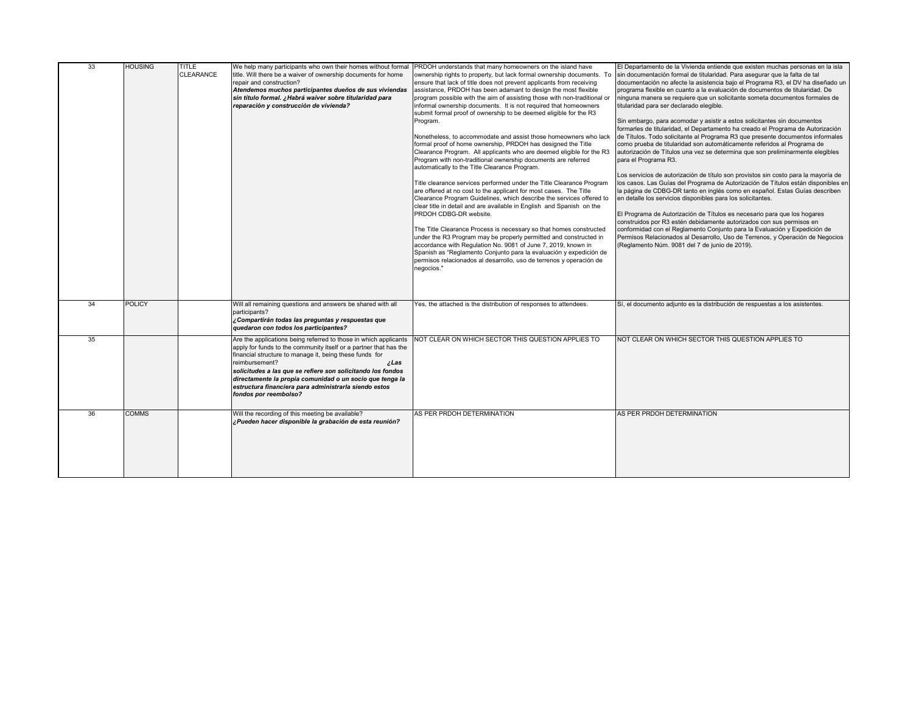| | | | | | |
|---|---|---|---|---|---|
| 33 | HOUSING | TITLE CLEARANCE | We help many participants who own their homes without formal title. Will there be a waiver of ownership documents for home repair and construction?<br>***Atendemos muchos participantes dueños de sus viviendas sin título formal. ¿Habrá waiver sobre titularidad para reparación y construcción de vivienda?*** | PRDOH understands that many homeowners on the island have ownership rights to property, but lack formal ownership documents. To ensure that lack of title does not prevent applicants from receiving assistance, PRDOH has been adamant to design the most flexible program possible with the aim of assisting those with non-traditional or informal ownership documents. It is not required that homeowners submit formal proof of ownership to be deemed eligible for the R3 Program.<br><br>Nonetheless, to accommodate and assist those homeowners who lack formal proof of home ownership, PRDOH has designed the Title Clearance Program. All applicants who are deemed eligible for the R3 Program with non-traditional ownership documents are referred automatically to the Title Clearance Program.<br><br>Title clearance services performed under the Title Clearance Program are offered at no cost to the applicant for most cases. The Title Clearance Program Guidelines, which describe the services offered to clear title in detail and are available in English and Spanish on the PRDOH CDBG-DR website.<br><br>The Title Clearance Process is necessary so that homes constructed under the R3 Program may be properly permitted and constructed in accordance with Regulation No. 9081 of June 7, 2019, known in Spanish as "Reglamento Conjunto para la evaluación y expedición de permisos relacionados al desarrollo, uso de terrenos y operación de negocios." | El Departamento de la Vivienda entiende que existen muchas personas en la isla sin documentación formal de titularidad. Para asegurar que la falta de tal documentación no afecte la asistencia bajo el Programa R3, el DV ha diseñado un programa flexible en cuanto a la evaluación de documentos de titularidad. De ninguna manera se requiere que un solicitante someta documentos formales de titularidad para ser declarado elegible.<br><br>Sin embargo, para acomodar y asistir a estos solicitantes sin documentos formarles de titularidad, el Departamento ha creado el Programa de Autorización de Títulos. Todo solicitante al Programa R3 que presente documentos informales como prueba de titularidad son automáticamente referidos al Programa de autorización de Títulos una vez se determina que son preliminarmente elegibles para el Programa R3.<br><br>Los servicios de autorización de título son provistos sin costo para la mayoría de los casos. Las Guías del Programa de Autorización de Títulos están disponibles en la página de CDBG-DR tanto en inglés como en español. Estas Guías describen en detalle los servicios disponibles para los solicitantes.<br><br>El Programa de Autorización de Títulos es necesario para que los hogares construidos por R3 estén debidamente autorizados con sus permisos en conformidad con el Reglamento Conjunto para la Evaluación y Expedición de Permisos Relacionados al Desarrollo, Uso de Terrenos, y Operación de Negocios (Reglamento Núm. 9081 del 7 de junio de 2019). |
| 34 | POLICY | | Will all remaining questions and answers be shared with all participants?<br>***¿Compartirán todas las preguntas y respuestas que quedaron con todos los participantes?*** | Yes, the attached is the distribution of responses to attendees. | Sí, el documento adjunto es la distribución de respuestas a los asistentes. |
| 35 | | | Are the applications being referred to those in which applicants apply for funds to the community itself or a partner that has the financial structure to manage it, being these funds for reimbursement?<br>***¿Las solicitudes a las que se refiere son solicitando los fondos directamente la propia comunidad o un socio que tenga la estructura financiera para administrarla siendo estos fondos por reembolso?*** | NOT CLEAR ON WHICH SECTOR THIS QUESTION APPLIES TO | NOT CLEAR ON WHICH SECTOR THIS QUESTION APPLIES TO |
| 36 | COMMS | | Will the recording of this meeting be available?<br>***¿Pueden hacer disponible la grabación de esta reunión?*** | AS PER PRDOH DETERMINATION | AS PER PRDOH DETERMINATION |